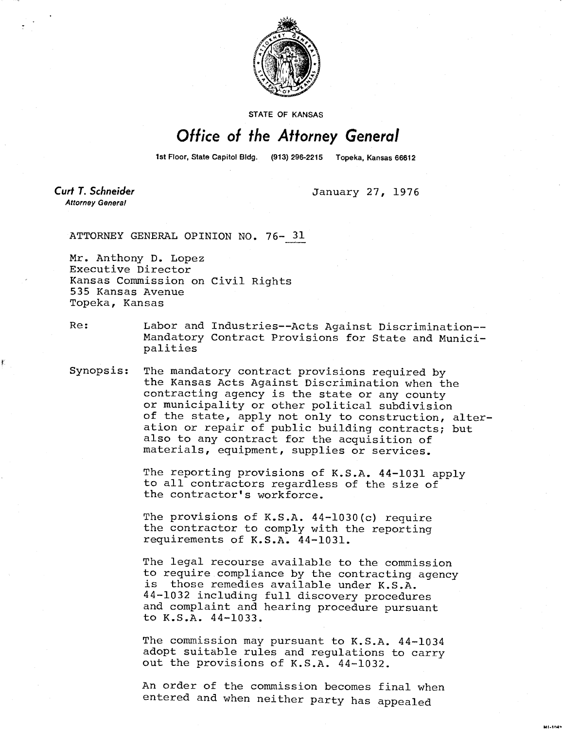STATE OF KANSAS

# Office of the Attorney General

1st Floor, State Capitol Bldg. (913) 296-2215 Topeka, Kansas 66612

**Curt T. Schneider**
*Attorney General*

January 27, 1976

ATTORNEY GENERAL OPINION NO. 76- 31

Mr. Anthony D. Lopez
Executive Director
Kansas Commission on Civil Rights
535 Kansas Avenue
Topeka, Kansas

Re: Labor and Industries--Acts Against Discrimination--Mandatory Contract Provisions for State and Municipalities

Synopsis: The mandatory contract provisions required by the Kansas Acts Against Discrimination when the contracting agency is the state or any county or municipality or other political subdivision of the state, apply not only to construction, alteration or repair of public building contracts; but also to any contract for the acquisition of materials, equipment, supplies or services.

The reporting provisions of K.S.A. 44-1031 apply to all contractors regardless of the size of the contractor's workforce.

The provisions of K.S.A. 44-1030(c) require the contractor to comply with the reporting requirements of K.S.A. 44-1031.

The legal recourse available to the commission to require compliance by the contracting agency is those remedies available under K.S.A. 44-1032 including full discovery procedures and complaint and hearing procedure pursuant to K.S.A. 44-1033.

The commission may pursuant to K.S.A. 44-1034 adopt suitable rules and regulations to carry out the provisions of K.S.A. 44-1032.

An order of the commission becomes final when entered and when neither party has appealed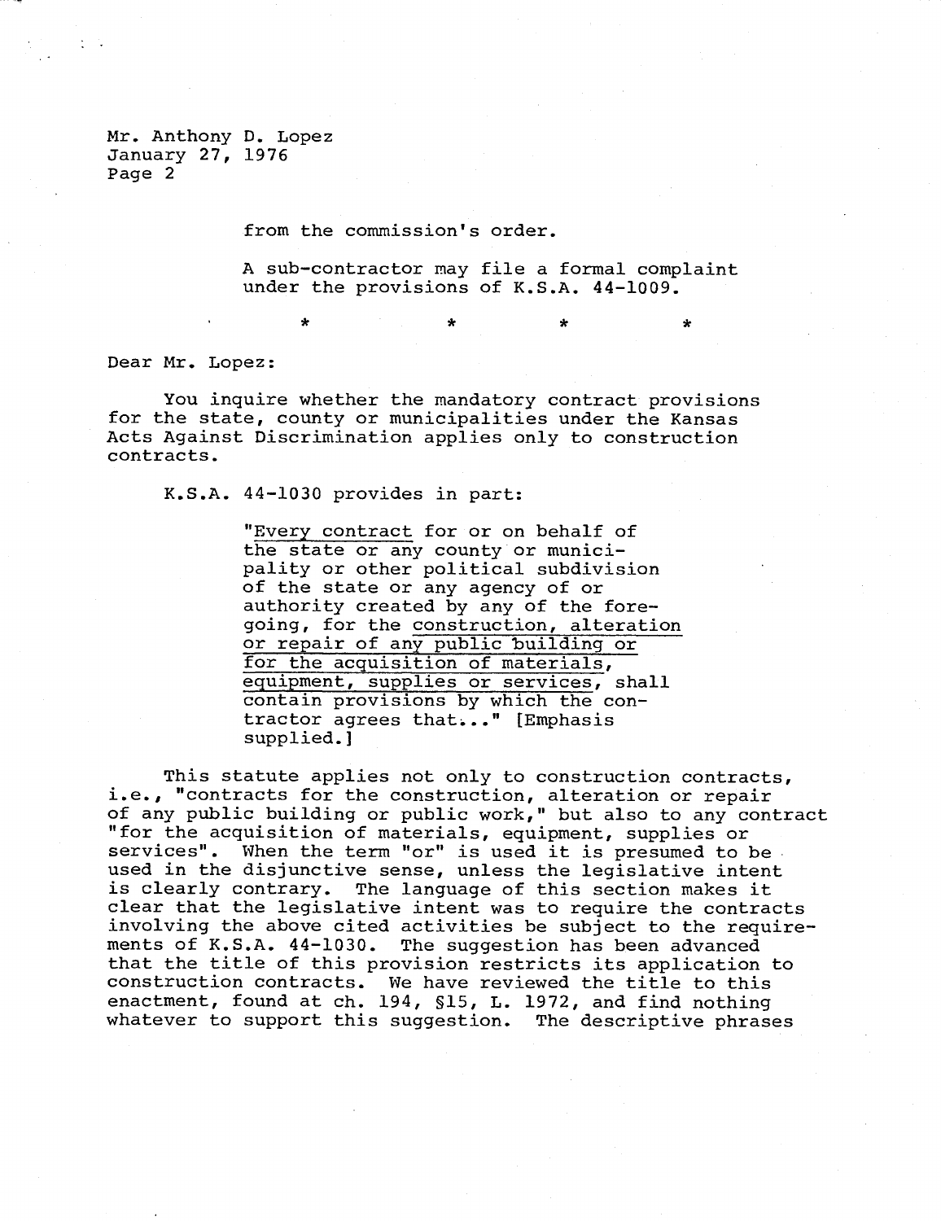from the commission's order.

A sub-contractor may file a formal complaint under the provisions of K.S.A. 44-1009.

\*　　　\*　　　\*　　　\*

Dear Mr. Lopez:

You inquire whether the mandatory contract provisions for the state, county or municipalities under the Kansas Acts Against Discrimination applies only to construction contracts.

K.S.A. 44-1030 provides in part:

> "<u>Every contract</u> for or on behalf of the state or any county or municipality or other political subdivision of the state or any agency of or authority created by any of the foregoing, for the <u>construction, alteration or repair of any public building or for the acquisition of materials, equipment, supplies or services</u>, shall contain provisions by which the contractor agrees that..." [Emphasis supplied.]

This statute applies not only to construction contracts, i.e., "contracts for the construction, alteration or repair of any public building or public work," but also to any contract "for the acquisition of materials, equipment, supplies or services". When the term "or" is used it is presumed to be used in the disjunctive sense, unless the legislative intent is clearly contrary. The language of this section makes it clear that the legislative intent was to require the contracts involving the above cited activities be subject to the requirements of K.S.A. 44-1030. The suggestion has been advanced that the title of this provision restricts its application to construction contracts. We have reviewed the title to this enactment, found at ch. 194, §15, L. 1972, and find nothing whatever to support this suggestion. The descriptive phrases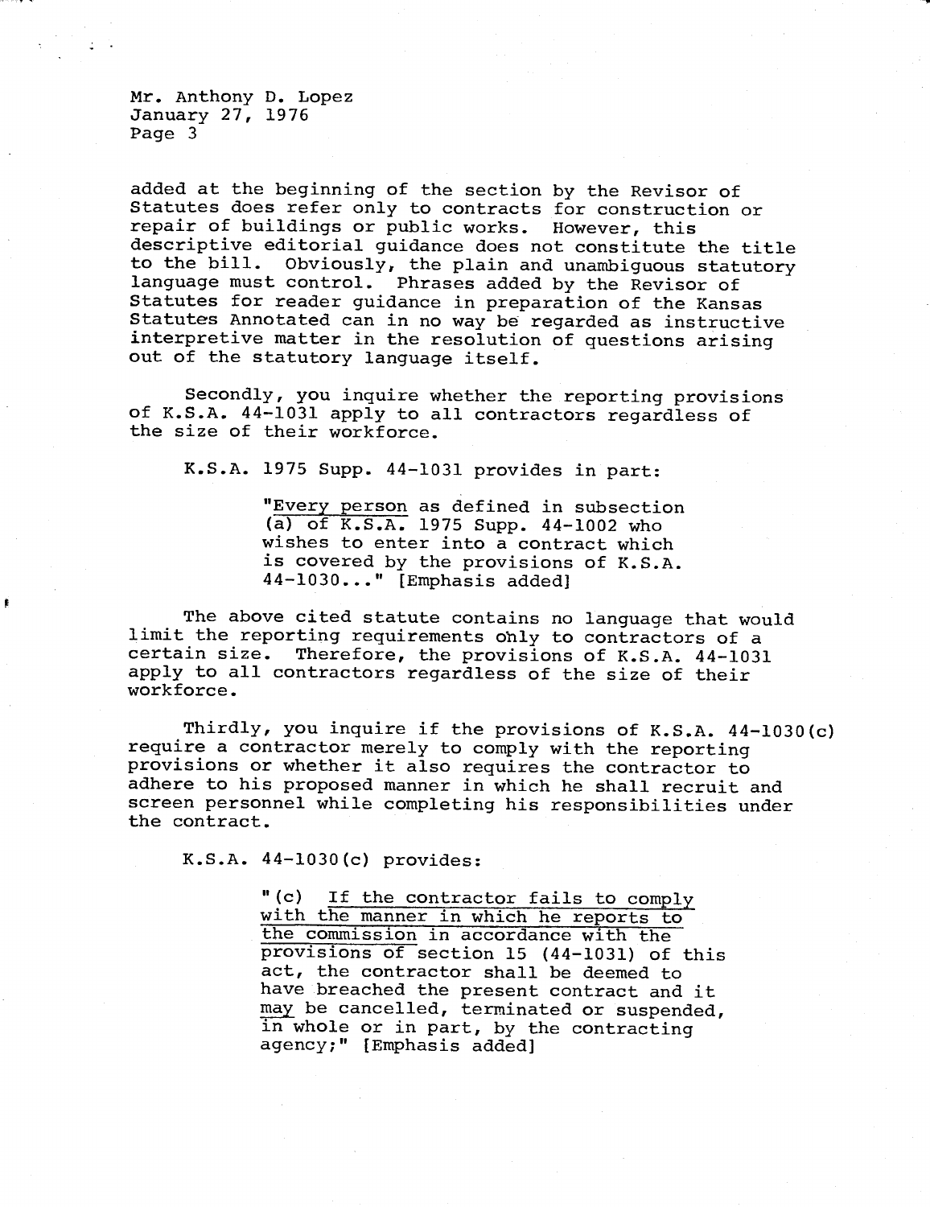added at the beginning of the section by the Revisor of Statutes does refer only to contracts for construction or repair of buildings or public works. However, this descriptive editorial guidance does not constitute the title to the bill. Obviously, the plain and unambiguous statutory language must control. Phrases added by the Revisor of Statutes for reader guidance in preparation of the Kansas Statutes Annotated can in no way be regarded as instructive interpretive matter in the resolution of questions arising out of the statutory language itself.

Secondly, you inquire whether the reporting provisions of K.S.A. 44-1031 apply to all contractors regardless of the size of their workforce.

K.S.A. 1975 Supp. 44-1031 provides in part:

> "Every person as defined in subsection (a) of K.S.A. 1975 Supp. 44-1002 who wishes to enter into a contract which is covered by the provisions of K.S.A. 44-1030..." [Emphasis added]

The above cited statute contains no language that would limit the reporting requirements only to contractors of a certain size. Therefore, the provisions of K.S.A. 44-1031 apply to all contractors regardless of the size of their workforce.

Thirdly, you inquire if the provisions of K.S.A. 44-1030(c) require a contractor merely to comply with the reporting provisions or whether it also requires the contractor to adhere to his proposed manner in which he shall recruit and screen personnel while completing his responsibilities under the contract.

K.S.A. 44-1030(c) provides:

> "(c) If the contractor fails to comply with the manner in which he reports to the commission in accordance with the provisions of section 15 (44-1031) of this act, the contractor shall be deemed to have breached the present contract and it may be cancelled, terminated or suspended, in whole or in part, by the contracting agency;" [Emphasis added]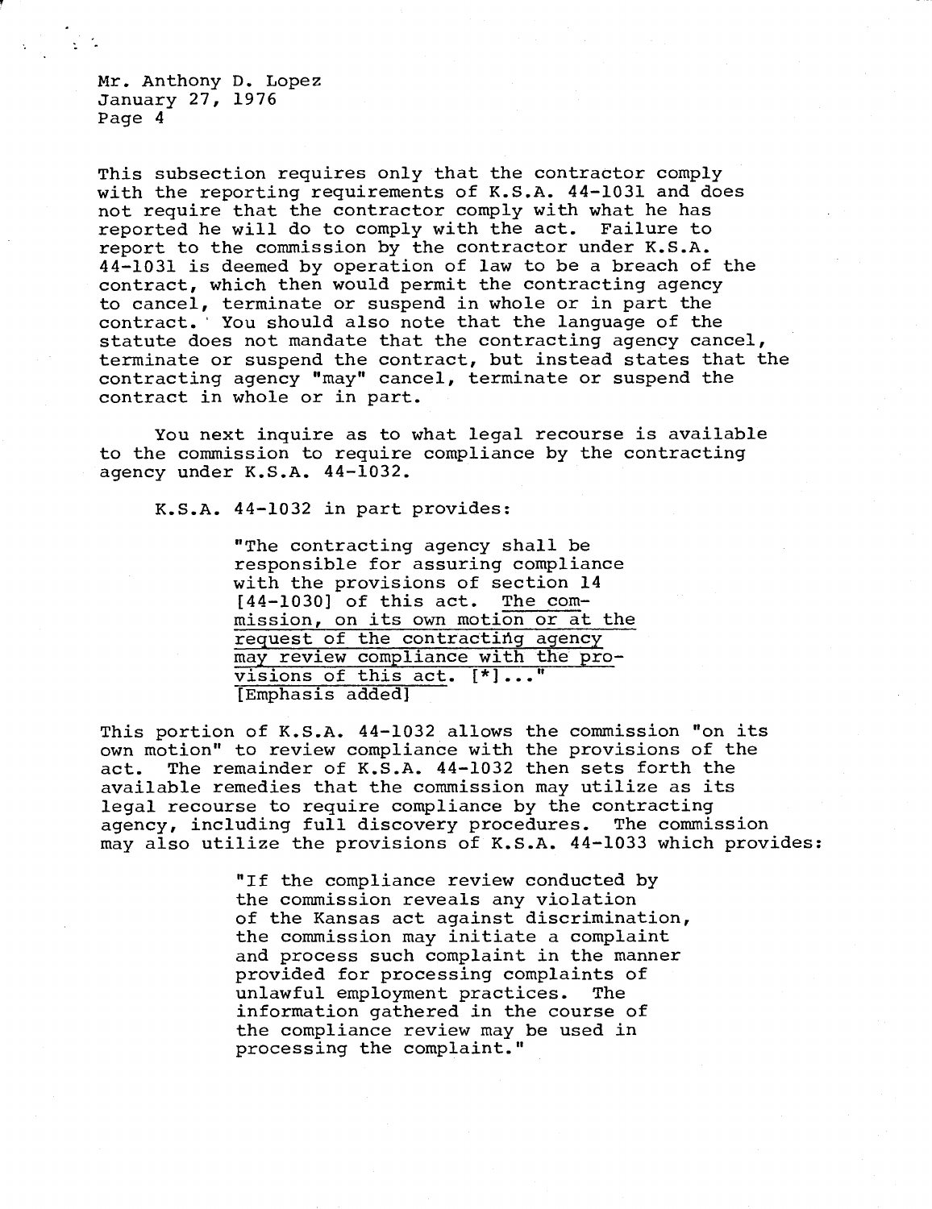This subsection requires only that the contractor comply with the reporting requirements of K.S.A. 44-1031 and does not require that the contractor comply with what he has reported he will do to comply with the act. Failure to report to the commission by the contractor under K.S.A. 44-1031 is deemed by operation of law to be a breach of the contract, which then would permit the contracting agency to cancel, terminate or suspend in whole or in part the contract. You should also note that the language of the statute does not mandate that the contracting agency cancel, terminate or suspend the contract, but instead states that the contracting agency "may" cancel, terminate or suspend the contract in whole or in part.

You next inquire as to what legal recourse is available to the commission to require compliance by the contracting agency under K.S.A. 44-1032.

K.S.A. 44-1032 in part provides:

> "The contracting agency shall be responsible for assuring compliance with the provisions of section 14 [44-1030] of this act. <u>The commission, on its own motion or at the request of the contracting agency may review compliance with the provisions of this act. [*]..."</u> <u>[Emphasis added]</u>

This portion of K.S.A. 44-1032 allows the commission "on its own motion" to review compliance with the provisions of the act. The remainder of K.S.A. 44-1032 then sets forth the available remedies that the commission may utilize as its legal recourse to require compliance by the contracting agency, including full discovery procedures. The commission may also utilize the provisions of K.S.A. 44-1033 which provides:

> "If the compliance review conducted by the commission reveals any violation of the Kansas act against discrimination, the commission may initiate a complaint and process such complaint in the manner provided for processing complaints of unlawful employment practices. The information gathered in the course of the compliance review may be used in processing the complaint."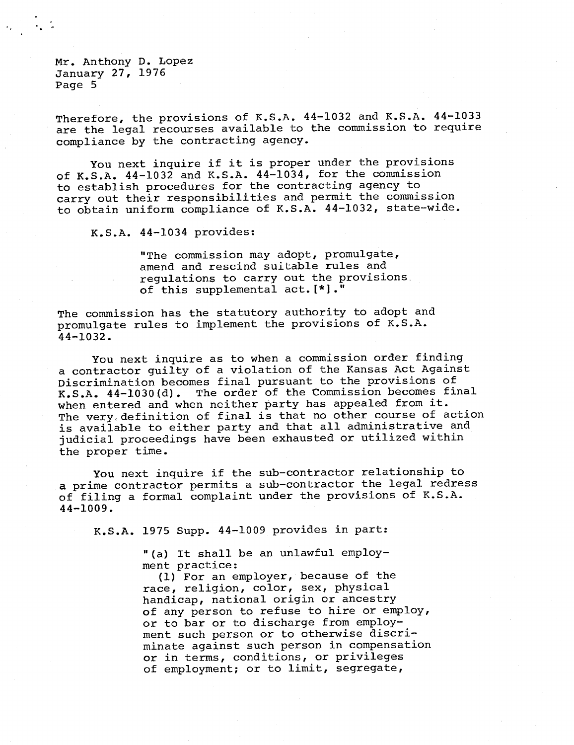Therefore, the provisions of K.S.A. 44-1032 and K.S.A. 44-1033 are the legal recourses available to the commission to require compliance by the contracting agency.

You next inquire if it is proper under the provisions of K.S.A. 44-1032 and K.S.A. 44-1034, for the commission to establish procedures for the contracting agency to carry out their responsibilities and permit the commission to obtain uniform compliance of K.S.A. 44-1032, state-wide.

K.S.A. 44-1034 provides:

> "The commission may adopt, promulgate, amend and rescind suitable rules and regulations to carry out the provisions of this supplemental act.[*]."

The commission has the statutory authority to adopt and promulgate rules to implement the provisions of K.S.A. 44-1032.

You next inquire as to when a commission order finding a contractor guilty of a violation of the Kansas Act Against Discrimination becomes final pursuant to the provisions of K.S.A. 44-1030(d). The order of the Commission becomes final when entered and when neither party has appealed from it. The very definition of final is that no other course of action is available to either party and that all administrative and judicial proceedings have been exhausted or utilized within the proper time.

You next inquire if the sub-contractor relationship to a prime contractor permits a sub-contractor the legal redress of filing a formal complaint under the provisions of K.S.A. 44-1009.

K.S.A. 1975 Supp. 44-1009 provides in part:

> "(a) It shall be an unlawful employment practice:
> (1) For an employer, because of the race, religion, color, sex, physical handicap, national origin or ancestry of any person to refuse to hire or employ, or to bar or to discharge from employment such person or to otherwise discriminate against such person in compensation or in terms, conditions, or privileges of employment; or to limit, segregate,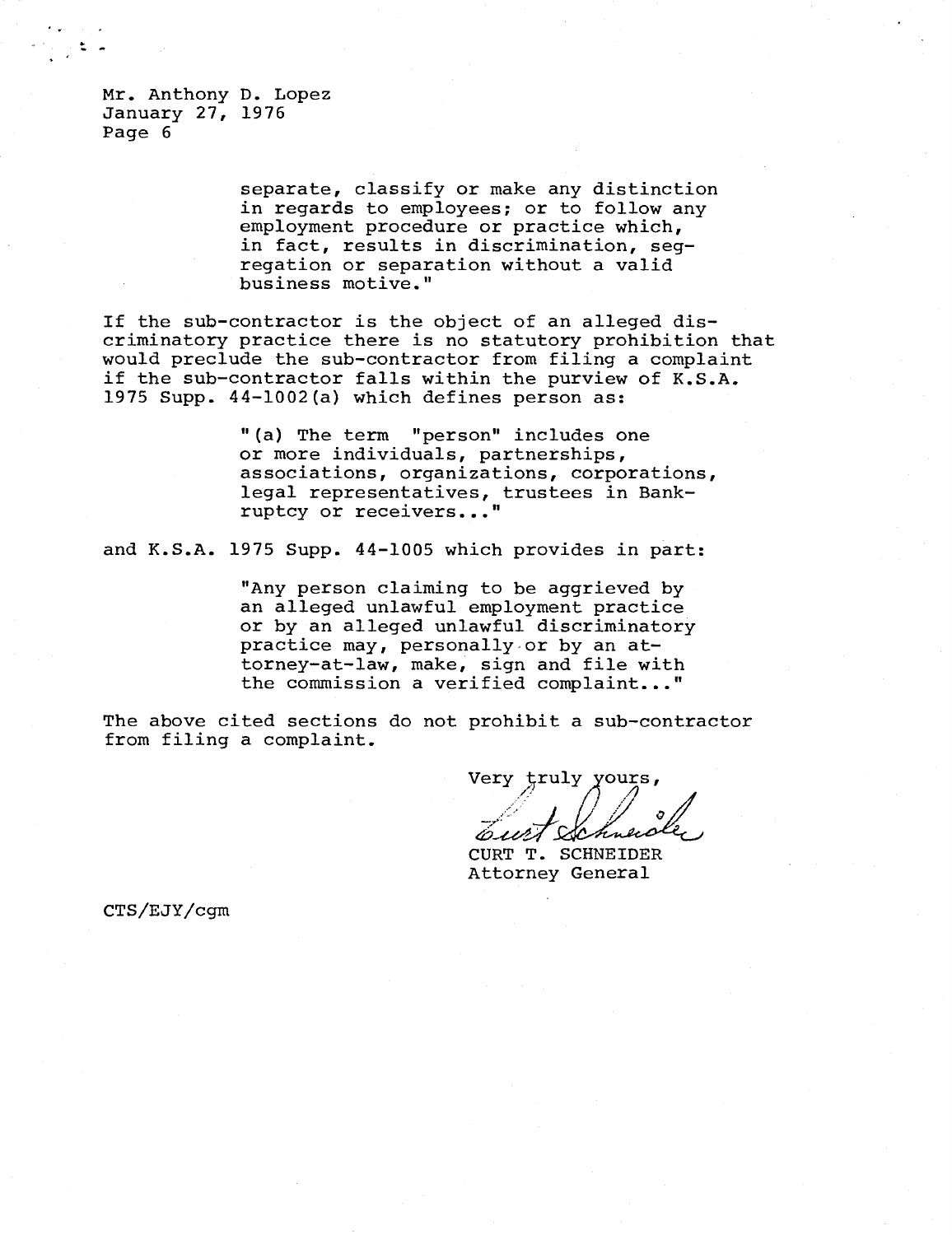separate, classify or make any distinction in regards to employees; or to follow any employment procedure or practice which, in fact, results in discrimination, segregation or separation without a valid business motive."

If the sub-contractor is the object of an alleged discriminatory practice there is no statutory prohibition that would preclude the sub-contractor from filing a complaint if the sub-contractor falls within the purview of K.S.A. 1975 Supp. 44-1002(a) which defines person as:

> "(a) The term "person" includes one or more individuals, partnerships, associations, organizations, corporations, legal representatives, trustees in Bankruptcy or receivers..."

and K.S.A. 1975 Supp. 44-1005 which provides in part:

> "Any person claiming to be aggrieved by an alleged unlawful employment practice or by an alleged unlawful discriminatory practice may, personally or by an attorney-at-law, make, sign and file with the commission a verified complaint..."

The above cited sections do not prohibit a sub-contractor from filing a complaint.

Very truly yours,

Curt Schneider

CURT T. SCHNEIDER
Attorney General

CTS/EJY/cgm